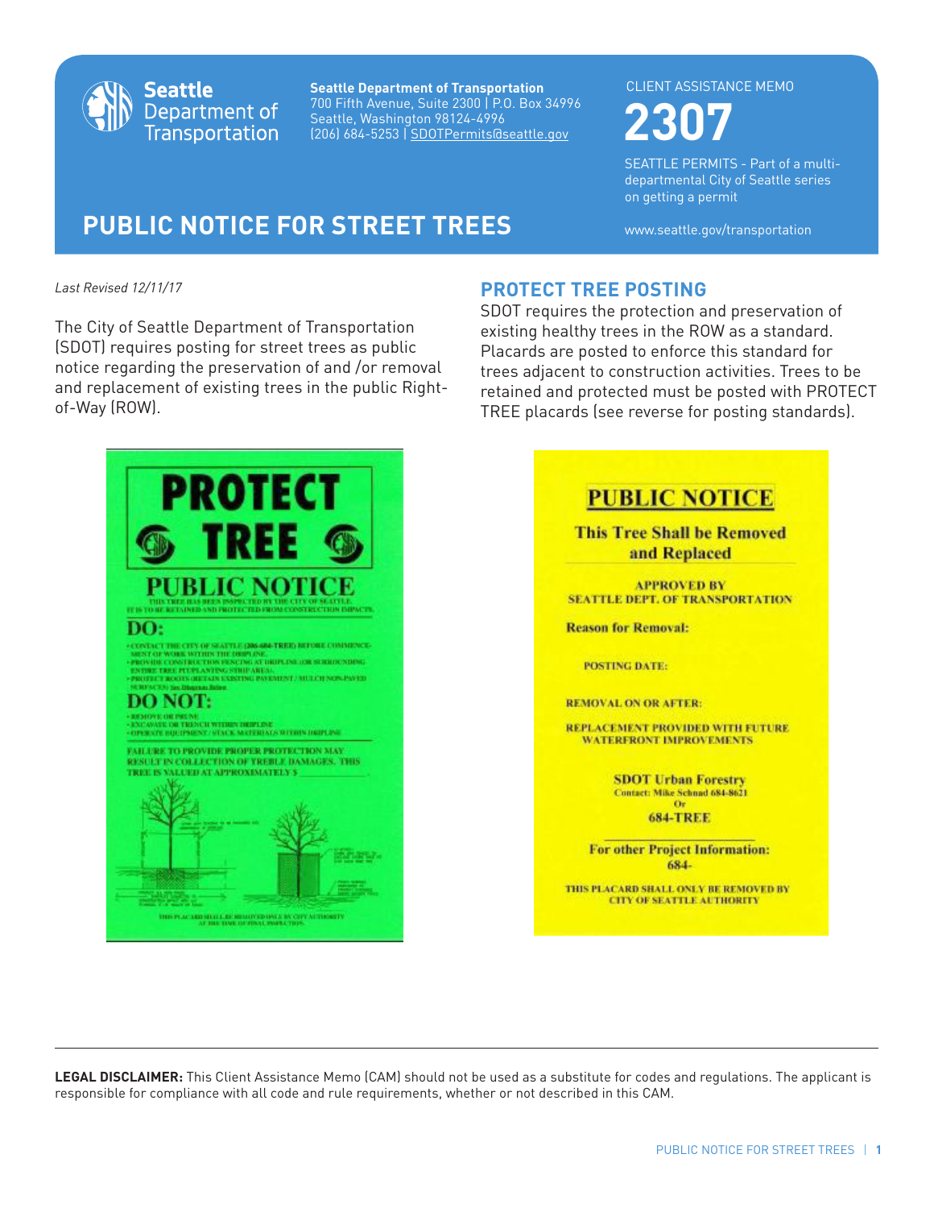Seattle Department of Transportation

**Seattle Department of Transportation**
700 Fifth Avenue, Suite 2300 | P.O. Box 34996
Seattle, Washington 98124-4996
(206) 684-5253 | SDOTPermits@seattle.gov

CLIENT ASSISTANCE MEMO

# 2307

SEATTLE PERMITS - Part of a multi-departmental City of Seattle series on getting a permit

www.seattle.gov/transportation

# PUBLIC NOTICE FOR STREET TREES

*Last Revised 12/11/17*

The City of Seattle Department of Transportation (SDOT) requires posting for street trees as public notice regarding the preservation of and /or removal and replacement of existing trees in the public Right-of-Way (ROW).

## PROTECT TREE POSTING

SDOT requires the protection and preservation of existing healthy trees in the ROW as a standard. Placards are posted to enforce this standard for trees adjacent to construction activities. Trees to be retained and protected must be posted with PROTECT TREE placards (see reverse for posting standards).

**PROTECT TREE**

**PUBLIC NOTICE**

THIS TREE HAS BEEN INSPECTED BY THE CITY OF SEATTLE. IT IS TO BE RETAINED AND PROTECTED FROM CONSTRUCTION IMPACTS.

**DO:**

- CONTACT THE CITY OF SEATTLE (206-684-TREE) BEFORE COMMENCEMENT OF WORK WITHIN THE DRIPLINE.
- PROVIDE CONSTRUCTION FENCING AT DRIPLINE (OR SURROUNDING ENTIRE TREE PIT/PLANTING STRIP AREA).
- PROTECT ROOTS (RETAIN EXISTING PAVEMENT / MULCH NON-PAVED SURFACES) See Diagrams Below

**DO NOT:**

- REMOVE OR PRUNE
- EXCAVATE OR TRENCH WITHIN DRIPLINE
- OPERATE EQUIPMENT / STACK MATERIALS WITHIN DRIPLINE

FAILURE TO PROVIDE PROPER PROTECTION MAY RESULT IN COLLECTION OF TREBLE DAMAGES. THIS TREE IS VALUED AT APPROXIMATELY $ \_\_\_\_\_\_\_\_\_\_

THIS PLACARD SHALL BE REMOVED ONLY BY CITY AUTHORITY AT THE TIME OF FINAL INSPECTION.

**PUBLIC NOTICE**

**This Tree Shall be Removed and Replaced**

**APPROVED BY SEATTLE DEPT. OF TRANSPORTATION**

**Reason for Removal:**

**POSTING DATE:**

**REMOVAL ON OR AFTER:**

**REPLACEMENT PROVIDED WITH FUTURE WATERFRONT IMPROVEMENTS**

**SDOT Urban Forestry**
Contact: Mike Schnad 684-8621
Or
**684-TREE**

**For other Project Information:**
684-

THIS PLACARD SHALL ONLY BE REMOVED BY CITY OF SEATTLE AUTHORITY

**LEGAL DISCLAIMER:** This Client Assistance Memo (CAM) should not be used as a substitute for codes and regulations. The applicant is responsible for compliance with all code and rule requirements, whether or not described in this CAM.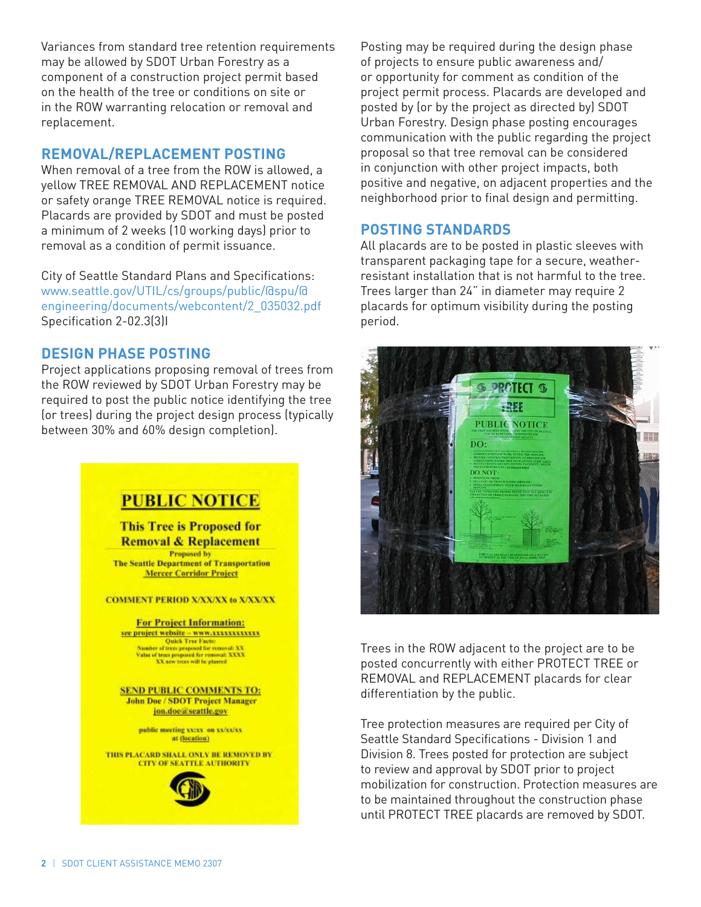Variances from standard tree retention requirements may be allowed by SDOT Urban Forestry as a component of a construction project permit based on the health of the tree or conditions on site or in the ROW warranting relocation or removal and replacement.

## REMOVAL/REPLACEMENT POSTING

When removal of a tree from the ROW is allowed, a yellow TREE REMOVAL AND REPLACEMENT notice or safety orange TREE REMOVAL notice is required. Placards are provided by SDOT and must be posted a minimum of 2 weeks (10 working days) prior to removal as a condition of permit issuance.

City of Seattle Standard Plans and Specifications: www.seattle.gov/UTIL/cs/groups/public/@spu/@engineering/documents/webcontent/2_035032.pdf Specification 2-02.3(3)I

## DESIGN PHASE POSTING

Project applications proposing removal of trees from the ROW reviewed by SDOT Urban Forestry may be required to post the public notice identifying the tree (or trees) during the project design process (typically between 30% and 60% design completion).

Posting may be required during the design phase of projects to ensure public awareness and/or opportunity for comment as condition of the project permit process. Placards are developed and posted by (or by the project as directed by) SDOT Urban Forestry. Design phase posting encourages communication with the public regarding the project proposal so that tree removal can be considered in conjunction with other project impacts, both positive and negative, on adjacent properties and the neighborhood prior to final design and permitting.

## POSTING STANDARDS

All placards are to be posted in plastic sleeves with transparent packaging tape for a secure, weather-resistant installation that is not harmful to the tree. Trees larger than 24" in diameter may require 2 placards for optimum visibility during the posting period.

Trees in the ROW adjacent to the project are to be posted concurrently with either PROTECT TREE or REMOVAL and REPLACEMENT placards for clear differentiation by the public.

Tree protection measures are required per City of Seattle Standard Specifications - Division 1 and Division 8. Trees posted for protection are subject to review and approval by SDOT prior to project mobilization for construction. Protection measures are to be maintained throughout the construction phase until PROTECT TREE placards are removed by SDOT.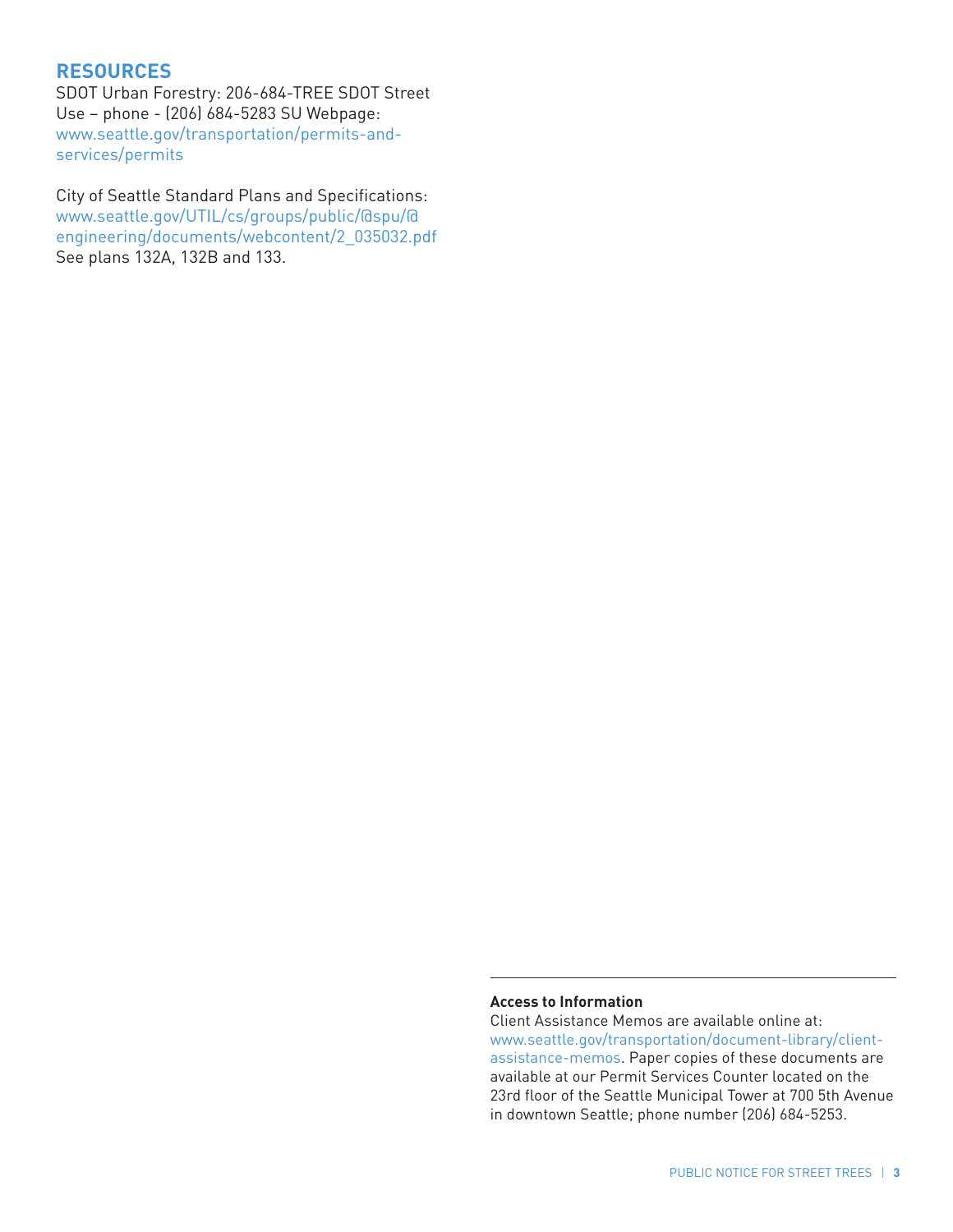## RESOURCES

SDOT Urban Forestry: 206-684-TREE SDOT Street Use – phone - (206) 684-5283 SU Webpage: www.seattle.gov/transportation/permits-and-services/permits

City of Seattle Standard Plans and Specifications: www.seattle.gov/UTIL/cs/groups/public/@spu/@engineering/documents/webcontent/2_035032.pdf See plans 132A, 132B and 133.

---

**Access to Information**

Client Assistance Memos are available online at: www.seattle.gov/transportation/document-library/client-assistance-memos. Paper copies of these documents are available at our Permit Services Counter located on the 23rd floor of the Seattle Municipal Tower at 700 5th Avenue in downtown Seattle; phone number (206) 684-5253.